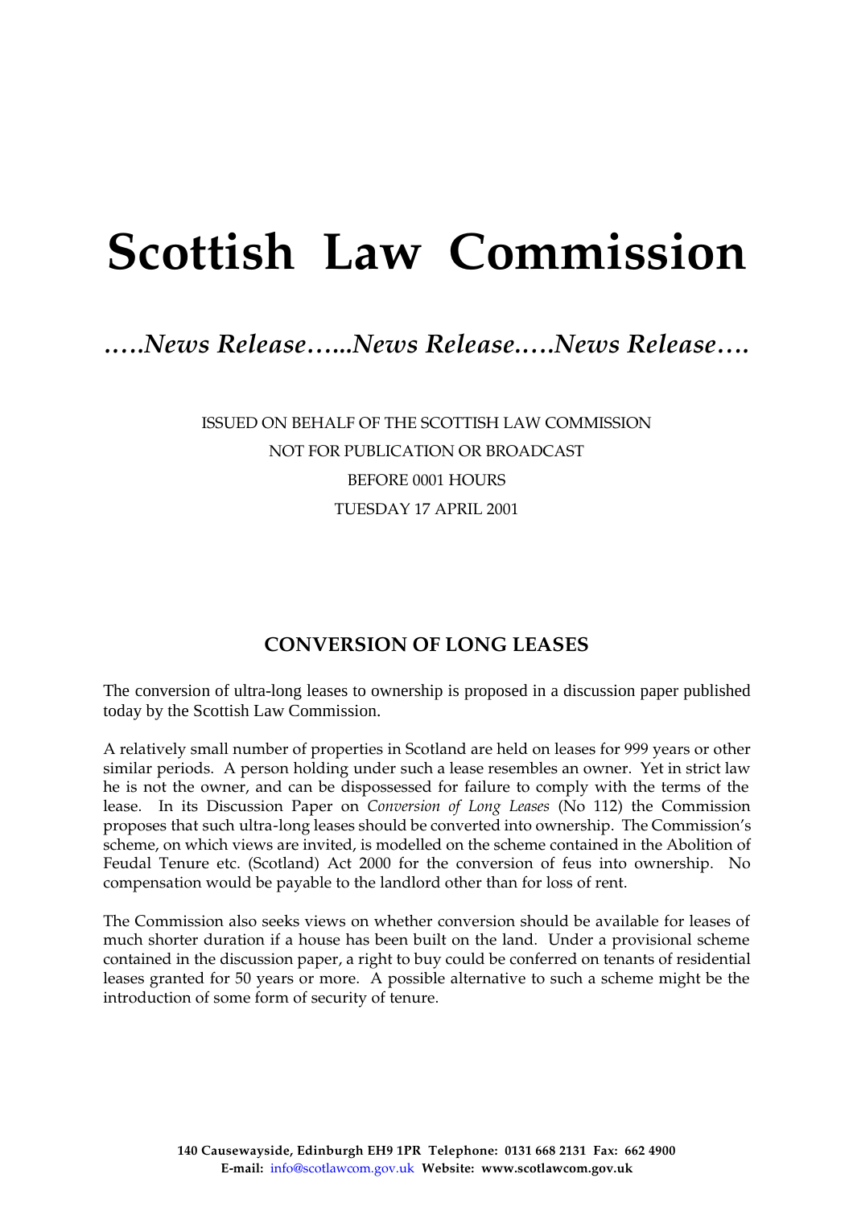# Scottish Law Commission

*…..News Release…...News Release.….News Release….*

ISSUED ON BEHALF OF THE SCOTTISH LAW COMMISSION
NOT FOR PUBLICATION OR BROADCAST
BEFORE 0001 HOURS
TUESDAY 17 APRIL 2001

## CONVERSION OF LONG LEASES

The conversion of ultra-long leases to ownership is proposed in a discussion paper published today by the Scottish Law Commission.

A relatively small number of properties in Scotland are held on leases for 999 years or other similar periods. A person holding under such a lease resembles an owner. Yet in strict law he is not the owner, and can be dispossessed for failure to comply with the terms of the lease. In its Discussion Paper on *Conversion of Long Leases* (No 112) the Commission proposes that such ultra-long leases should be converted into ownership. The Commission's scheme, on which views are invited, is modelled on the scheme contained in the Abolition of Feudal Tenure etc. (Scotland) Act 2000 for the conversion of feus into ownership. No compensation would be payable to the landlord other than for loss of rent.

The Commission also seeks views on whether conversion should be available for leases of much shorter duration if a house has been built on the land. Under a provisional scheme contained in the discussion paper, a right to buy could be conferred on tenants of residential leases granted for 50 years or more. A possible alternative to such a scheme might be the introduction of some form of security of tenure.

**140 Causewayside, Edinburgh EH9 1PR Telephone: 0131 668 2131 Fax: 662 4900**
**E-mail:** info@scotlawcom.gov.uk **Website: www.scotlawcom.gov.uk**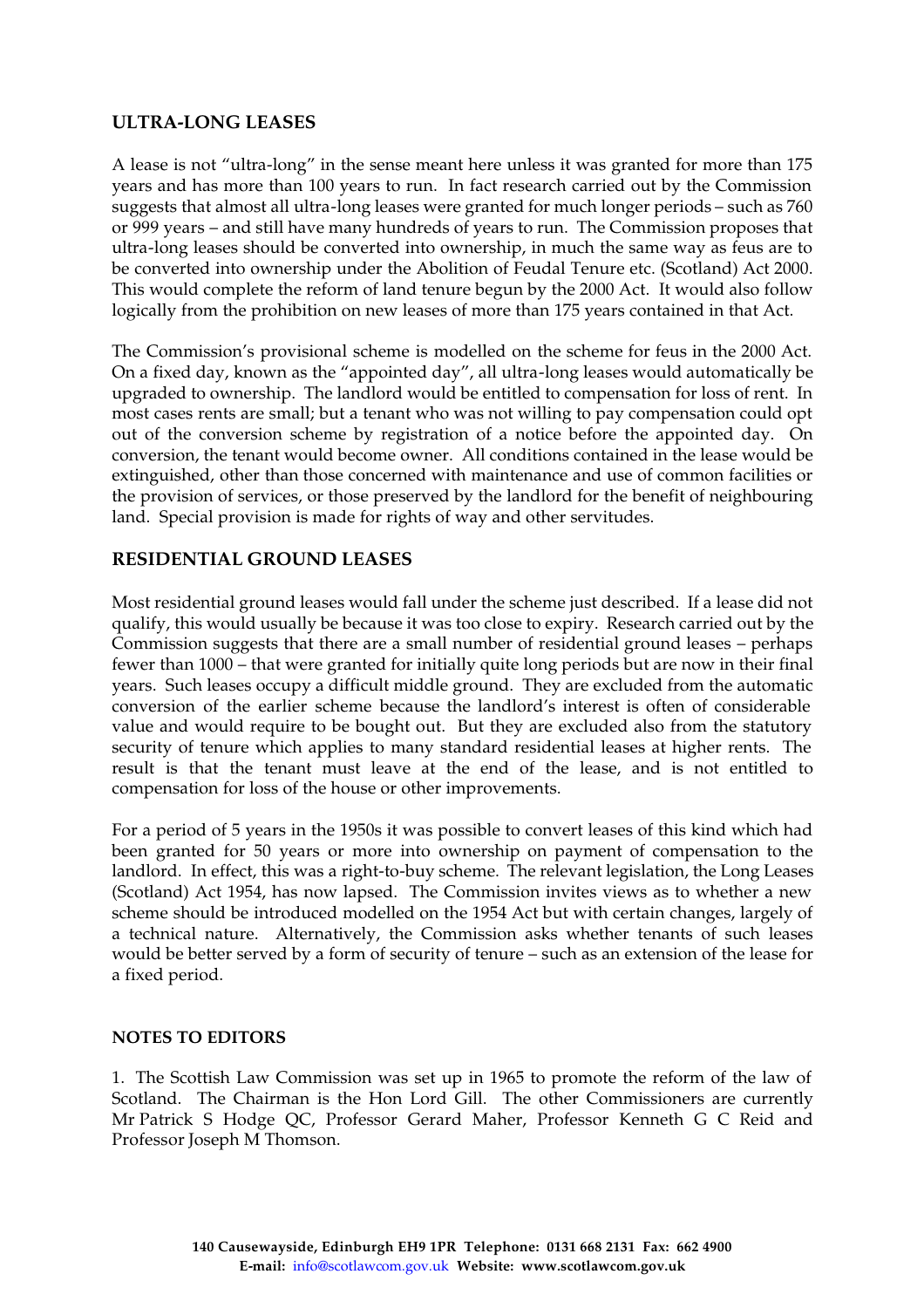## ULTRA-LONG LEASES

A lease is not "ultra-long" in the sense meant here unless it was granted for more than 175 years and has more than 100 years to run. In fact research carried out by the Commission suggests that almost all ultra-long leases were granted for much longer periods – such as 760 or 999 years – and still have many hundreds of years to run. The Commission proposes that ultra-long leases should be converted into ownership, in much the same way as feus are to be converted into ownership under the Abolition of Feudal Tenure etc. (Scotland) Act 2000. This would complete the reform of land tenure begun by the 2000 Act. It would also follow logically from the prohibition on new leases of more than 175 years contained in that Act.

The Commission's provisional scheme is modelled on the scheme for feus in the 2000 Act. On a fixed day, known as the "appointed day", all ultra-long leases would automatically be upgraded to ownership. The landlord would be entitled to compensation for loss of rent. In most cases rents are small; but a tenant who was not willing to pay compensation could opt out of the conversion scheme by registration of a notice before the appointed day. On conversion, the tenant would become owner. All conditions contained in the lease would be extinguished, other than those concerned with maintenance and use of common facilities or the provision of services, or those preserved by the landlord for the benefit of neighbouring land. Special provision is made for rights of way and other servitudes.

## RESIDENTIAL GROUND LEASES

Most residential ground leases would fall under the scheme just described. If a lease did not qualify, this would usually be because it was too close to expiry. Research carried out by the Commission suggests that there are a small number of residential ground leases – perhaps fewer than 1000 – that were granted for initially quite long periods but are now in their final years. Such leases occupy a difficult middle ground. They are excluded from the automatic conversion of the earlier scheme because the landlord's interest is often of considerable value and would require to be bought out. But they are excluded also from the statutory security of tenure which applies to many standard residential leases at higher rents. The result is that the tenant must leave at the end of the lease, and is not entitled to compensation for loss of the house or other improvements.

For a period of 5 years in the 1950s it was possible to convert leases of this kind which had been granted for 50 years or more into ownership on payment of compensation to the landlord. In effect, this was a right-to-buy scheme. The relevant legislation, the Long Leases (Scotland) Act 1954, has now lapsed. The Commission invites views as to whether a new scheme should be introduced modelled on the 1954 Act but with certain changes, largely of a technical nature. Alternatively, the Commission asks whether tenants of such leases would be better served by a form of security of tenure – such as an extension of the lease for a fixed period.

## NOTES TO EDITORS

1. The Scottish Law Commission was set up in 1965 to promote the reform of the law of Scotland. The Chairman is the Hon Lord Gill. The other Commissioners are currently Mr Patrick S Hodge QC, Professor Gerard Maher, Professor Kenneth G C Reid and Professor Joseph M Thomson.

**140 Causewayside, Edinburgh EH9 1PR Telephone: 0131 668 2131 Fax: 662 4900**
**E-mail:** info@scotlawcom.gov.uk **Website: www.scotlawcom.gov.uk**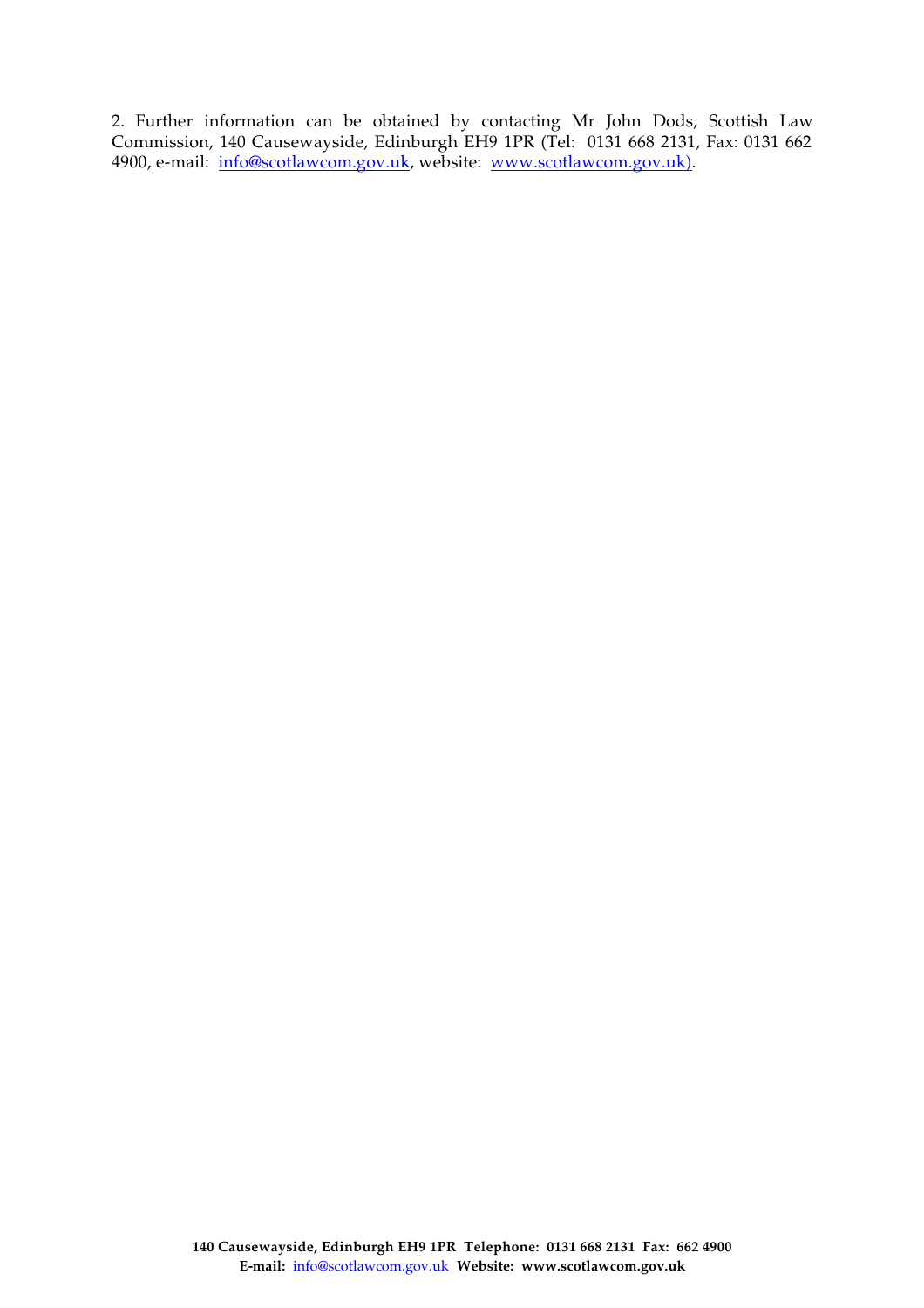2. Further information can be obtained by contacting Mr John Dods, Scottish Law Commission, 140 Causewayside, Edinburgh EH9 1PR (Tel: 0131 668 2131, Fax: 0131 662 4900, e-mail: info@scotlawcom.gov.uk, website: www.scotlawcom.gov.uk).